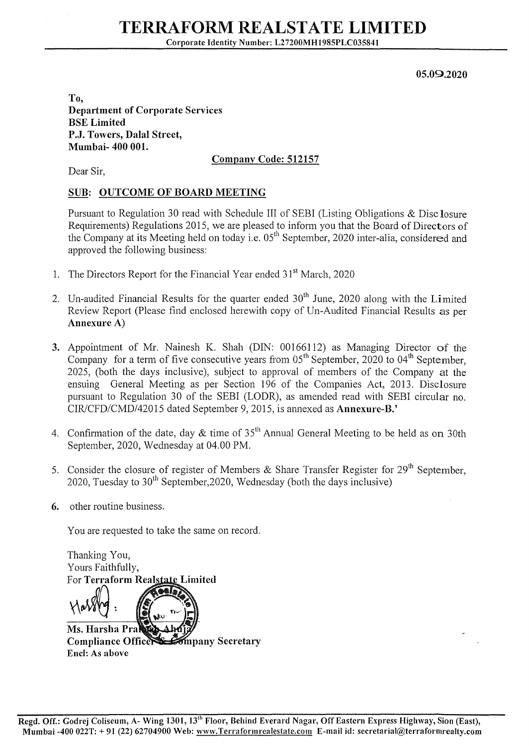# TERRAFORM REALSTATE LIMITED

**Corporate Identity Number: L27200MH1985PLC035841**

**05.09.2020**

**To,**
**Department of Corporate Services**
**BSE Limited**
**P.J. Towers, Dalal Street,**
**Mumbai- 400 001.**

**Company Code: 512157**

Dear Sir,

## SUB: OUTCOME OF BOARD MEETING

Pursuant to Regulation 30 read with Schedule III of SEBI (Listing Obligations & Disclosure Requirements) Regulations 2015, we are pleased to inform you that the Board of Directors of the Company at its Meeting held on today i.e. 05th September, 2020 inter-alia, considered and approved the following business:

1. The Directors Report for the Financial Year ended 31st March, 2020
2. Un-audited Financial Results for the quarter ended 30th June, 2020 along with the Limited Review Report (Please find enclosed herewith copy of Un-Audited Financial Results as per **Annexure A**)
3. Appointment of Mr. Nainesh K. Shah (DIN: 00166112) as Managing Director of the Company for a term of five consecutive years from 05th September, 2020 to 04th September, 2025, (both the days inclusive), subject to approval of members of the Company at the ensuing General Meeting as per Section 196 of the Companies Act, 2013. Disclosure pursuant to Regulation 30 of the SEBI (LODR), as amended read with SEBI circular no. CIR/CFD/CMD/42015 dated September 9, 2015, is annexed as **Annexure-B.'**
4. Confirmation of the date, day & time of 35th Annual General Meeting to be held as on 30th September, 2020, Wednesday at 04.00 PM.
5. Consider the closure of register of Members & Share Transfer Register for 29th September, 2020, Tuesday to 30th September,2020, Wednesday (both the days inclusive)
6. other routine business.

You are requested to take the same on record.

Thanking You,
Yours Faithfully,
For **Terraform Realstate Limited**

**Ms. Harsha Prakash Ahuja**
**Compliance Officer & Company Secretary**
**Encl: As above**

**Regd. Off.: Godrej Coliseum, A- Wing 1301, 13th Floor, Behind Everard Nagar, Off Eastern Express Highway, Sion (East), Mumbai -400 022T: + 91 (22) 62704900 Web: www.Terraformrealestate.com E-mail id: secretarial@terraformrealty.com**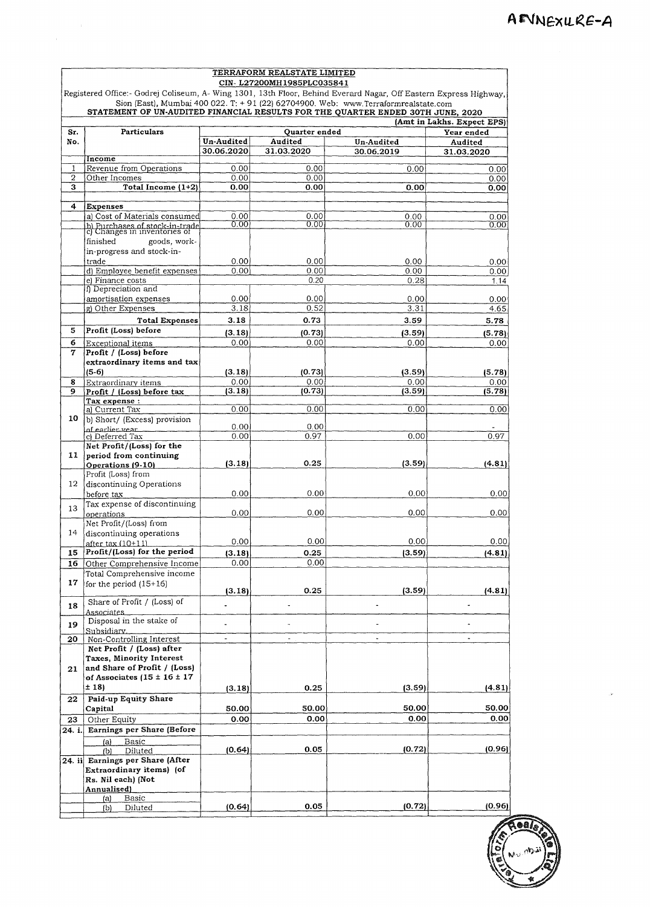ANNEXURE-A

**TERRAFORM REALSTATE LIMITED**

**CIN- L27200MH1985PLC035841**

Registered Office:- Godrej Coliseum, A- Wing 1301, 13th Floor, Behind Everard Nagar, Off Eastern Express Highway, Sion (East), Mumbai 400 022. T: + 91 (22) 62704900. Web: www.Terraformrealstate.com

**STATEMENT OF UN-AUDITED FINANCIAL RESULTS FOR THE QUARTER ENDED 30TH JUNE, 2020**

(Amt in Lakhs. Expect EPS)

| Sr. No. | Particulars | Quarter ended | | | Year ended |
|---|---|---|---|---|---|
| | | Un-Audited | Audited | Un-Audited | Audited |
| | | 30.06.2020 | 31.03.2020 | 30.06.2019 | 31.03.2020 |
| | Income | | | | |
| 1 | Revenue from Operations | 0.00 | 0.00 | 0.00 | 0.00 |
| 2 | Other Incomes | 0.00 | 0.00 | | 0.00 |
| 3 | **Total Income (1+2)** | **0.00** | **0.00** | **0.00** | **0.00** |
| 4 | **Expenses** | | | | |
| | a) Cost of Materials consumed | 0.00 | 0.00 | 0.00 | 0.00 |
| | b) Purchases of stock-in-trade | 0.00 | 0.00 | 0.00 | 0.00 |
| | c) Changes in inventories of finished goods, work-in-progress and stock-in-trade | 0.00 | 0.00 | 0.00 | 0.00 |
| | d) Employee benefit expenses | 0.00 | 0.00 | 0.00 | 0.00 |
| | e) Finance costs | | 0.20 | 0.28 | 1.14 |
| | f) Depreciation and amortisation expenses | 0.00 | 0.00 | 0.00 | 0.00 |
| | g) Other Expenses | 3.18 | 0.52 | 3.31 | 4.65 |
| | **Total Expenses** | **3.18** | **0.73** | **3.59** | **5.78** |
| 5 | **Profit (Loss) before** | **(3.18)** | **(0.73)** | **(3.59)** | **(5.78)** |
| 6 | Exceptional items | 0.00 | 0.00 | 0.00 | 0.00 |
| 7 | **Profit / (Loss) before extraordinary items and tax (5-6)** | **(3.18)** | **(0.73)** | **(3.59)** | **(5.78)** |
| 8 | Extraordinary items | 0.00 | 0.00 | 0.00 | 0.00 |
| 9 | **Profit / (Loss) before tax** | **(3.18)** | **(0.73)** | **(3.59)** | **(5.78)** |
| 10 | **Tax expense :** | | | | |
| | a) Current Tax | 0.00 | 0.00 | 0.00 | 0.00 |
| | b) Short/ (Excess) provision of earlier year | 0.00 | 0.00 | | - |
| | c) Deferred Tax | 0.00 | 0.97 | 0.00 | 0.97 |
| 11 | **Net Profit/(Loss) for the period from continuing Operations (9-10)** | **(3.18)** | **0.25** | **(3.59)** | **(4.81)** |
| 12 | Profit (Loss) from discontinuing Operations before tax | 0.00 | 0.00 | 0.00 | 0.00 |
| 13 | Tax expense of discontinuing operations | 0.00 | 0.00 | 0.00 | 0.00 |
| 14 | Net Profit/(Loss) from discontinuing operations after tax (10+11) | 0.00 | 0.00 | 0.00 | 0.00 |
| 15 | **Profit/(Loss) for the period** | **(3.18)** | **0.25** | **(3.59)** | **(4.81)** |
| 16 | Other Comprehensive Income | 0.00 | 0.00 | | |
| 17 | Total Comprehensive income for the period (15+16) | **(3.18)** | **0.25** | **(3.59)** | **(4.81)** |
| 18 | Share of Profit / (Loss) of Associates | - | - | - | - |
| 19 | Disposal in the stake of Subsidiary | - | - | - | - |
| 20 | Non-Controlling Interest | - | - | - | - |
| 21 | **Net Profit / (Loss) after Taxes, Minority Interest and Share of Profit / (Loss) of Associates (15 ± 16 ± 17 ± 18)** | **(3.18)** | **0.25** | **(3.59)** | **(4.81)** |
| 22 | **Paid-up Equity Share Capital** | **50.00** | **50.00** | **50.00** | **50.00** |
| 23 | Other Equity | **0.00** | **0.00** | **0.00** | **0.00** |
| 24. i. | **Earnings per Share (Before** | | | | |
| | (a) Basic | | | | |
| | (b) Diluted | **(0.64)** | **0.05** | **(0.72)** | **(0.96)** |
| 24. ii | **Earnings per Share (After Extraordinary items) (of Rs. Nil each) (Not Annualised)** | | | | |
| | (a) Basic | | | | |
| | (b) Diluted | **(0.64)** | **0.05** | **(0.72)** | **(0.96)** |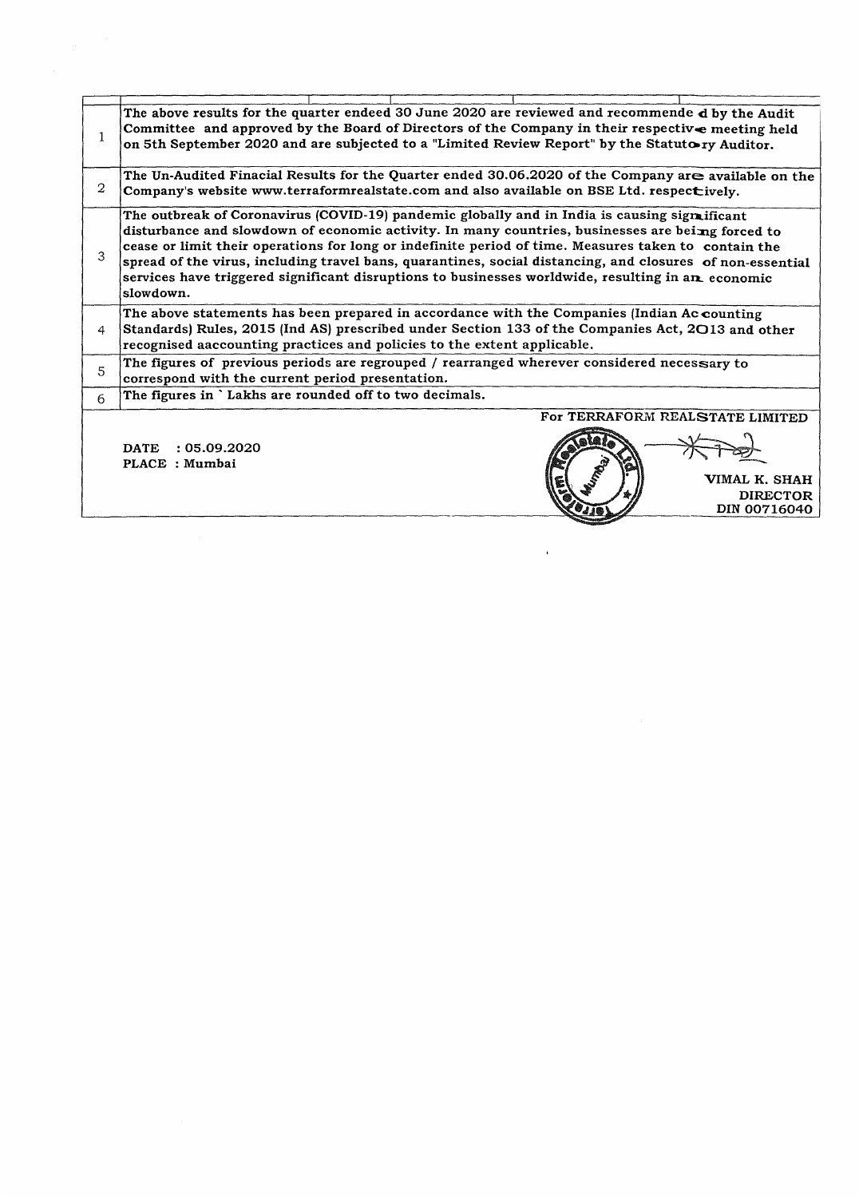| | |
|---|---|
| 1 | The above results for the quarter endeed 30 June 2020 are reviewed and recommended by the Audit Committee and approved by the Board of Directors of the Company in their respective meeting held on 5th September 2020 and are subjected to a "Limited Review Report" by the Statutory Auditor. |
| 2 | The Un-Audited Finacial Results for the Quarter ended 30.06.2020 of the Company are available on the Company's website www.terraformrealstate.com and also available on BSE Ltd. respectively. |
| 3 | The outbreak of Coronavirus (COVID-19) pandemic globally and in India is causing significant disturbance and slowdown of economic activity. In many countries, businesses are being forced to cease or limit their operations for long or indefinite period of time. Measures taken to contain the spread of the virus, including travel bans, quarantines, social distancing, and closures of non-essential services have triggered significant disruptions to businesses worldwide, resulting in an economic slowdown. |
| 4 | The above statements has been prepared in accordance with the Companies (Indian Accounting Standards) Rules, 2015 (Ind AS) prescribed under Section 133 of the Companies Act, 2013 and other recognised aaccounting practices and policies to the extent applicable. |
| 5 | The figures of previous periods are regrouped / rearranged wherever considered necessary to correspond with the current period presentation. |
| 6 | The figures in ` Lakhs are rounded off to two decimals. |

For TERRAFORM REALSTATE LIMITED

DATE : 05.09.2020
PLACE : Mumbai

VIMAL K. SHAH
DIRECTOR
DIN 00716040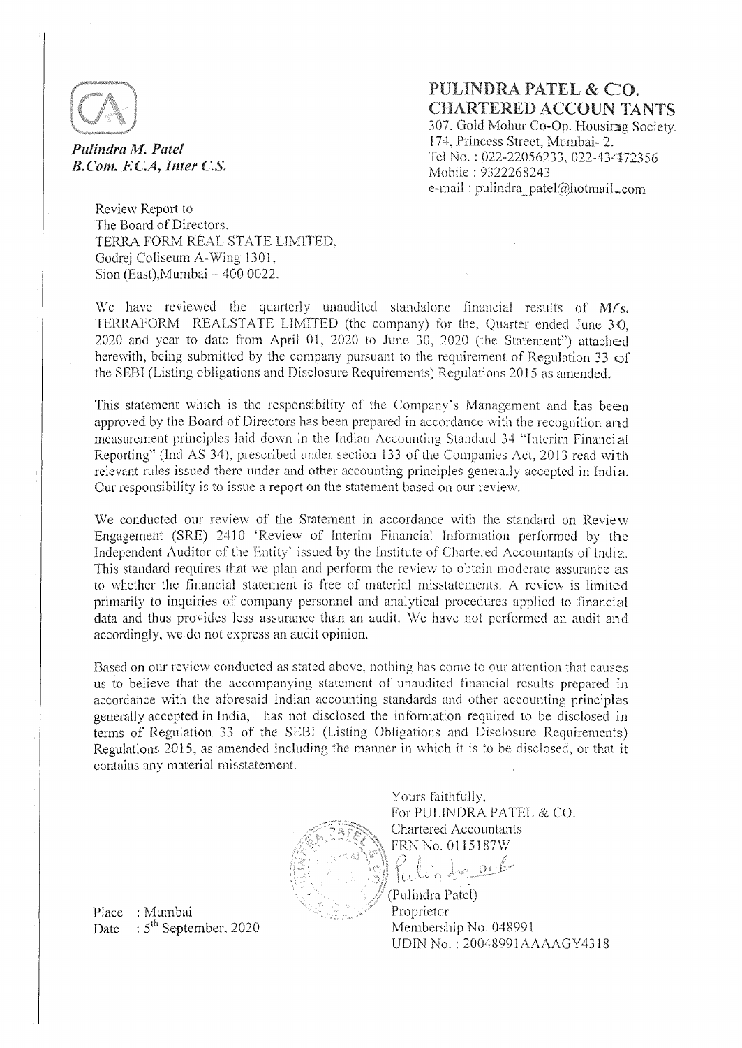*Pulindra M. Patel*
*B.Com. F.C.A, Inter C.S.*

## PULINDRA PATEL & CO.
## CHARTERED ACCOUNTANTS

307, Gold Mohur Co-Op. Housing Society,
174, Princess Street, Mumbai- 2.
Tel No. : 022-22056233, 022-43472356
Mobile : 9322268243
e-mail : pulindra_patel@hotmail.com

Review Report to
The Board of Directors,
TERRA FORM REAL STATE LIMITED,
Godrej Coliseum A-Wing 1301,
Sion (East),Mumbai – 400 0022.

We have reviewed the quarterly unaudited standalone financial results of M/s. TERRAFORM REALSTATE LIMITED (the company) for the, Quarter ended June 30, 2020 and year to date from April 01, 2020 to June 30, 2020 (the Statement") attached herewith, being submitted by the company pursuant to the requirement of Regulation 33 of the SEBI (Listing obligations and Disclosure Requirements) Regulations 2015 as amended.

This statement which is the responsibility of the Company's Management and has been approved by the Board of Directors has been prepared in accordance with the recognition and measurement principles laid down in the Indian Accounting Standard 34 "Interim Financial Reporting" (Ind AS 34), prescribed under section 133 of the Companies Act, 2013 read with relevant rules issued there under and other accounting principles generally accepted in India. Our responsibility is to issue a report on the statement based on our review.

We conducted our review of the Statement in accordance with the standard on Review Engagement (SRE) 2410 'Review of Interim Financial Information performed by the Independent Auditor of the Entity' issued by the Institute of Chartered Accountants of India. This standard requires that we plan and perform the review to obtain moderate assurance as to whether the financial statement is free of material misstatements. A review is limited primarily to inquiries of company personnel and analytical procedures applied to financial data and thus provides less assurance than an audit. We have not performed an audit and accordingly, we do not express an audit opinion.

Based on our review conducted as stated above, nothing has come to our attention that causes us to believe that the accompanying statement of unaudited financial results prepared in accordance with the aforesaid Indian accounting standards and other accounting principles generally accepted in India, has not disclosed the information required to be disclosed in terms of Regulation 33 of the SEBI (Listing Obligations and Disclosure Requirements) Regulations 2015, as amended including the manner in which it is to be disclosed, or that it contains any material misstatement.

Yours faithfully,
For PULINDRA PATEL & CO.
Chartered Accountants
FRN No. 0115187W

(Pulindra Patel)
Proprietor
Membership No. 048991
UDIN No. : 20048991AAAAGY4318

Place : Mumbai
Date : 5th September, 2020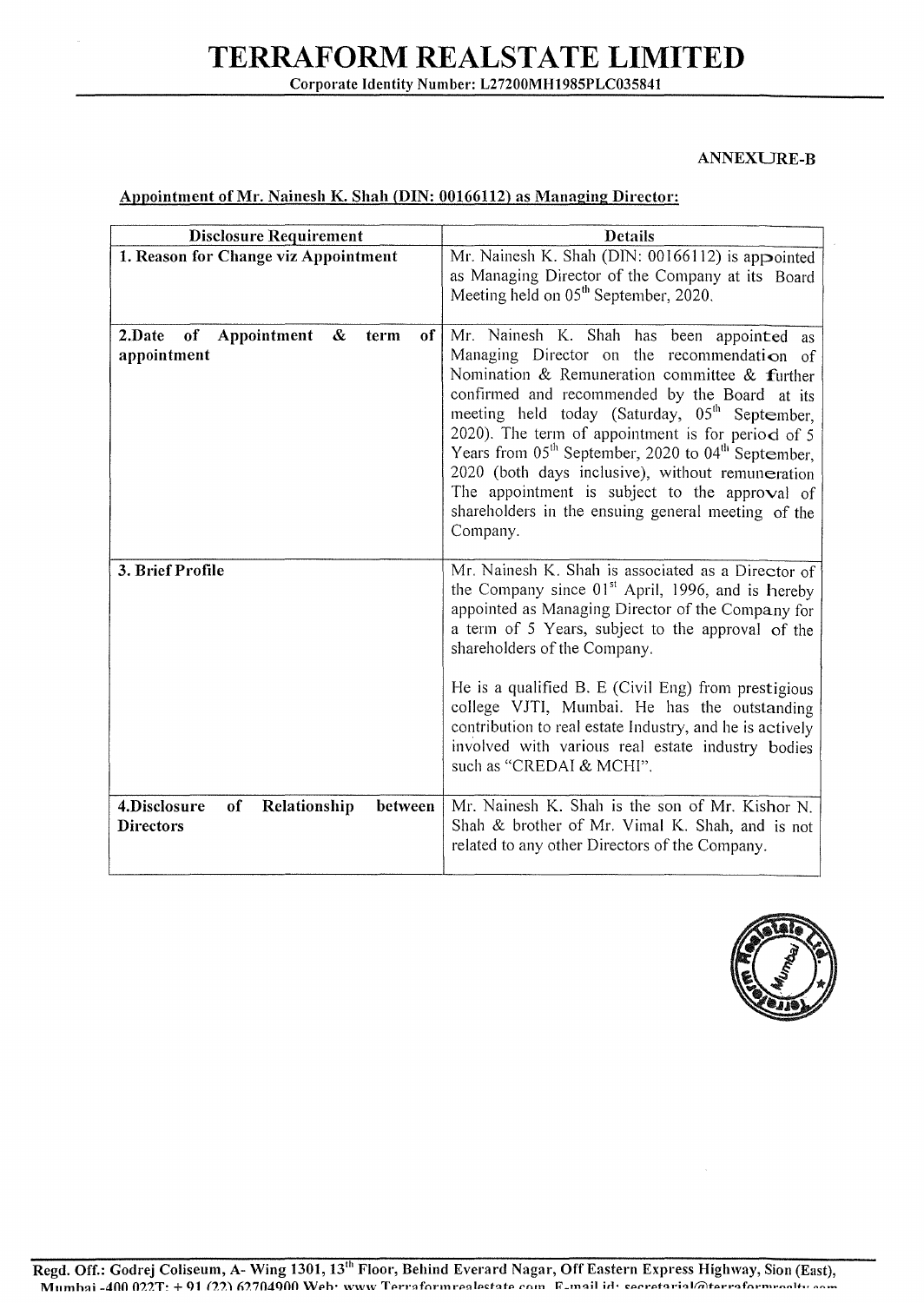# TERRAFORM REALSTATE LIMITED

**Corporate Identity Number: L27200MH1985PLC035841**

**ANNEXURE-B**

**Appointment of Mr. Nainesh K. Shah (DIN: 00166112) as Managing Director:**

| Disclosure Requirement | Details |
|---|---|
| **1. Reason for Change viz Appointment** | Mr. Nainesh K. Shah (DIN: 00166112) is appointed as Managing Director of the Company at its Board Meeting held on 05th September, 2020. |
| **2.Date of Appointment & term of appointment** | Mr. Nainesh K. Shah has been appointed as Managing Director on the recommendation of Nomination & Remuneration committee & further confirmed and recommended by the Board at its meeting held today (Saturday, 05th September, 2020). The term of appointment is for period of 5 Years from 05th September, 2020 to 04th September, 2020 (both days inclusive), without remuneration The appointment is subject to the approval of shareholders in the ensuing general meeting of the Company. |
| **3. Brief Profile** | Mr. Nainesh K. Shah is associated as a Director of the Company since 01st April, 1996, and is hereby appointed as Managing Director of the Company for a term of 5 Years, subject to the approval of the shareholders of the Company.<br><br>He is a qualified B. E (Civil Eng) from prestigious college VJTI, Mumbai. He has the outstanding contribution to real estate Industry, and he is actively involved with various real estate industry bodies such as "CREDAI & MCHI". |
| **4.Disclosure of Relationship between Directors** | Mr. Nainesh K. Shah is the son of Mr. Kishor N. Shah & brother of Mr. Vimal K. Shah, and is not related to any other Directors of the Company. |

Regd. Off.: Godrej Coliseum, A- Wing 1301, 13th Floor, Behind Everard Nagar, Off Eastern Express Highway, Sion (East), Mumbai -400 022T: + 91 (22) 62704900 Web: www.Terraformrealestate.com E-mail id: secretarial@terraformrealty.com